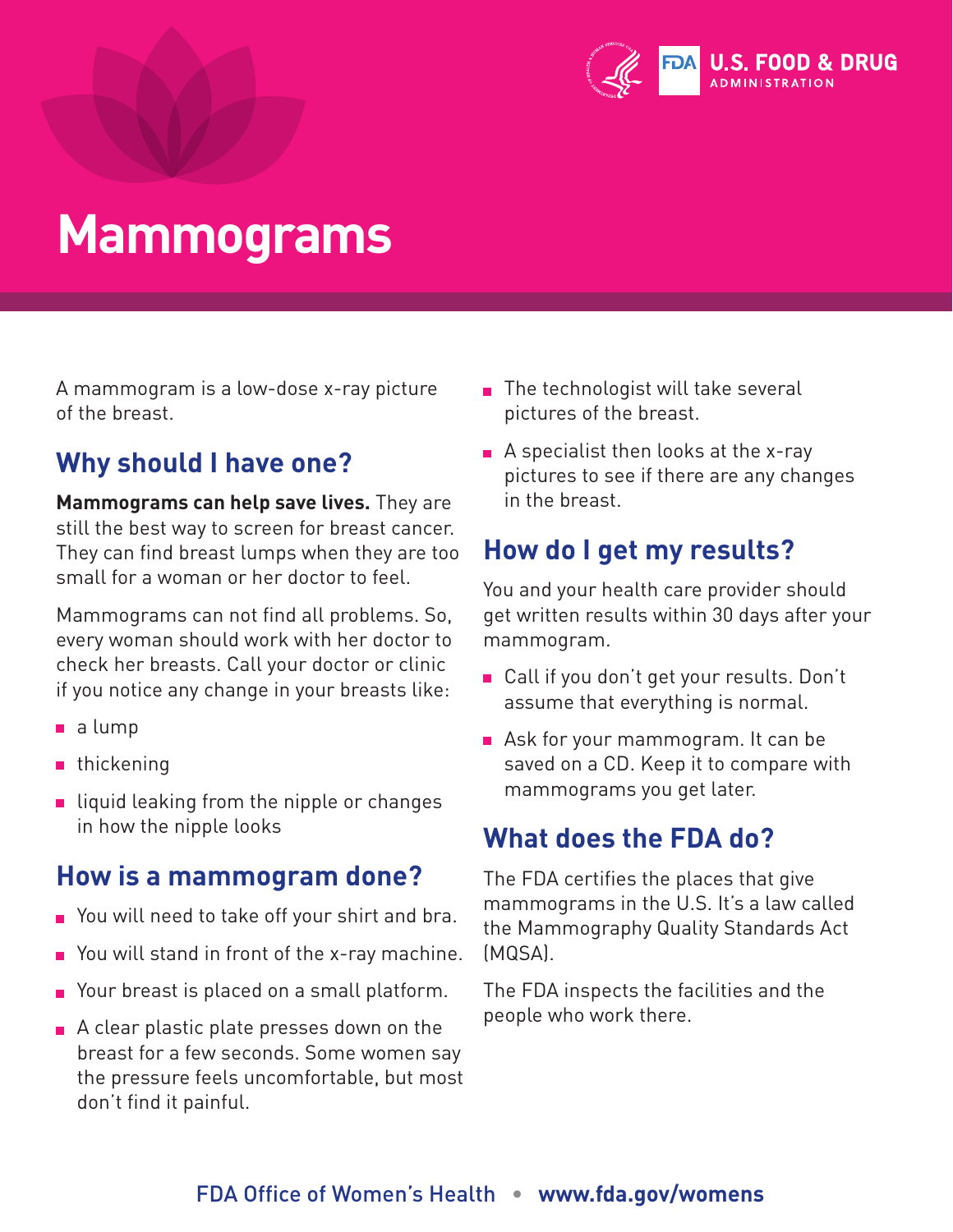# Mammograms

A mammogram is a low-dose x-ray picture of the breast.

## Why should I have one?

**Mammograms can help save lives.** They are still the best way to screen for breast cancer. They can find breast lumps when they are too small for a woman or her doctor to feel.

Mammograms can not find all problems. So, every woman should work with her doctor to check her breasts. Call your doctor or clinic if you notice any change in your breasts like:

- a lump
- thickening
- liquid leaking from the nipple or changes in how the nipple looks

## How is a mammogram done?

- You will need to take off your shirt and bra.
- You will stand in front of the x-ray machine.
- Your breast is placed on a small platform.
- A clear plastic plate presses down on the breast for a few seconds. Some women say the pressure feels uncomfortable, but most don't find it painful.
- The technologist will take several pictures of the breast.
- A specialist then looks at the x-ray pictures to see if there are any changes in the breast.

## How do I get my results?

You and your health care provider should get written results within 30 days after your mammogram.

- Call if you don't get your results. Don't assume that everything is normal.
- Ask for your mammogram. It can be saved on a CD. Keep it to compare with mammograms you get later.

## What does the FDA do?

The FDA certifies the places that give mammograms in the U.S. It's a law called the Mammography Quality Standards Act (MQSA).

The FDA inspects the facilities and the people who work there.

FDA Office of Women's Health • **www.fda.gov/womens**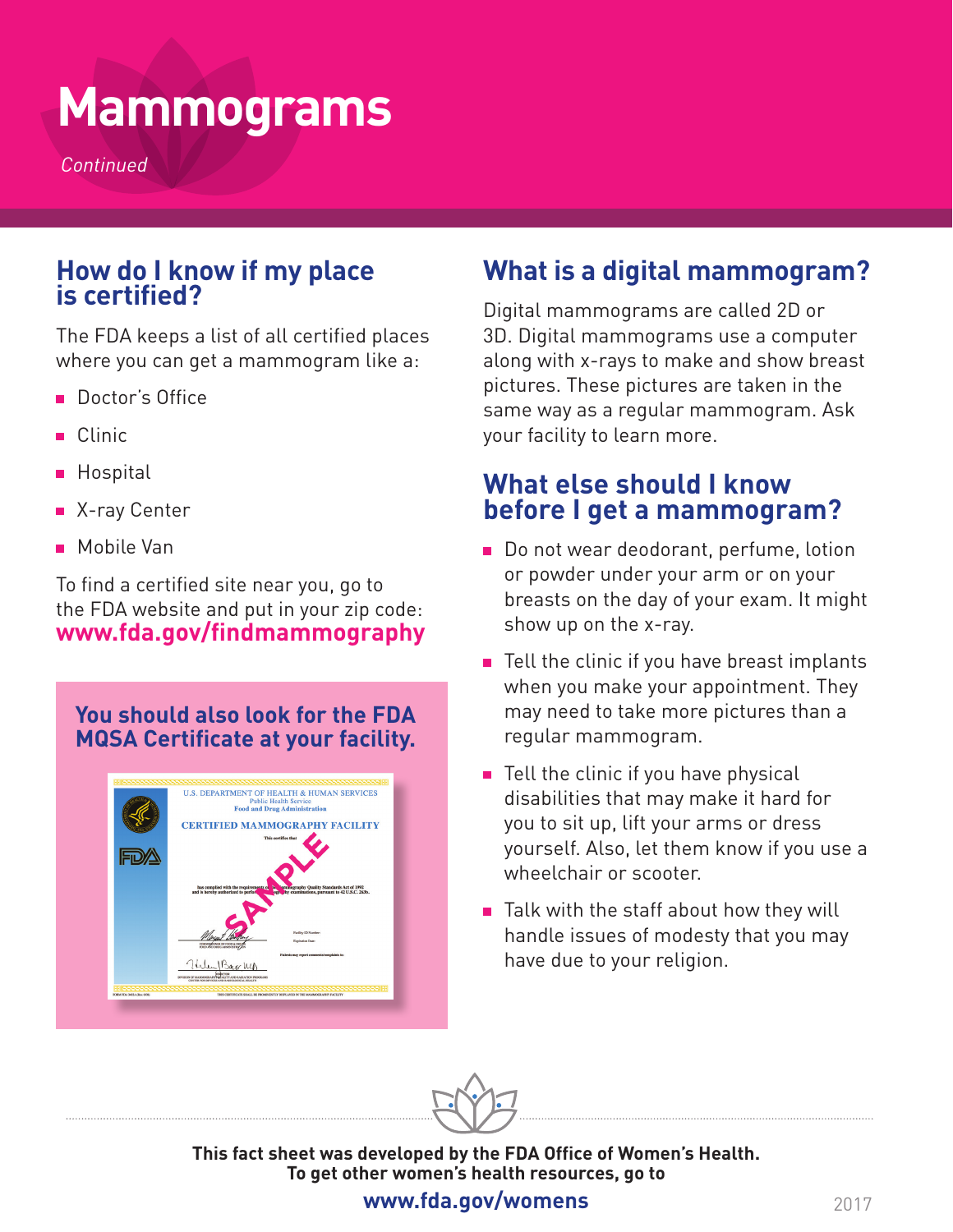# Mammograms

*Continued*

## How do I know if my place is certified?

The FDA keeps a list of all certified places where you can get a mammogram like a:

- Doctor's Office
- Clinic
- Hospital
- X-ray Center
- Mobile Van

To find a certified site near you, go to the FDA website and put in your zip code:
**www.fda.gov/findmammography**

**You should also look for the FDA MQSA Certificate at your facility.**

## What is a digital mammogram?

Digital mammograms are called 2D or 3D. Digital mammograms use a computer along with x-rays to make and show breast pictures. These pictures are taken in the same way as a regular mammogram. Ask your facility to learn more.

## What else should I know before I get a mammogram?

- Do not wear deodorant, perfume, lotion or powder under your arm or on your breasts on the day of your exam. It might show up on the x-ray.
- Tell the clinic if you have breast implants when you make your appointment. They may need to take more pictures than a regular mammogram.
- Tell the clinic if you have physical disabilities that may make it hard for you to sit up, lift your arms or dress yourself. Also, let them know if you use a wheelchair or scooter.
- Talk with the staff about how they will handle issues of modesty that you may have due to your religion.

**This fact sheet was developed by the FDA Office of Women's Health. To get other women's health resources, go to**

**www.fda.gov/womens**

2017